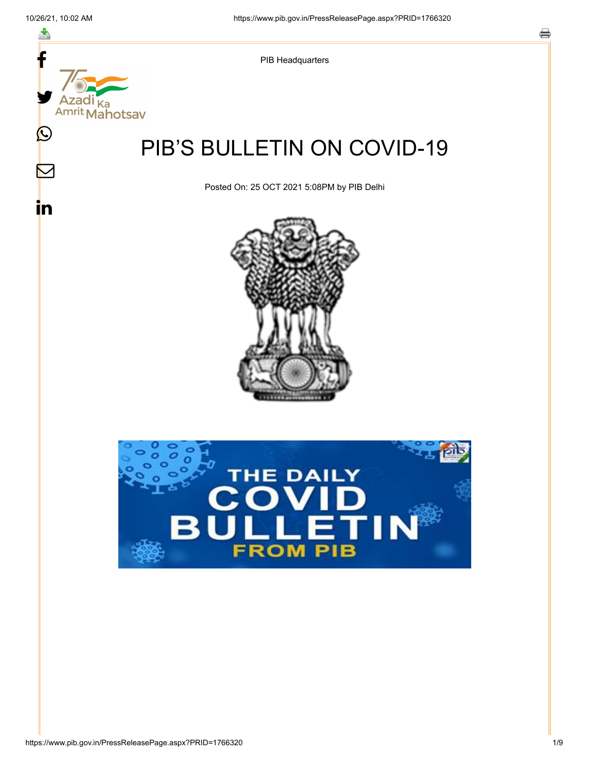PIB Headquarters

# PIB'S BULLETIN ON COVID-19

Posted On: 25 OCT 2021 5:08PM by PIB Delhi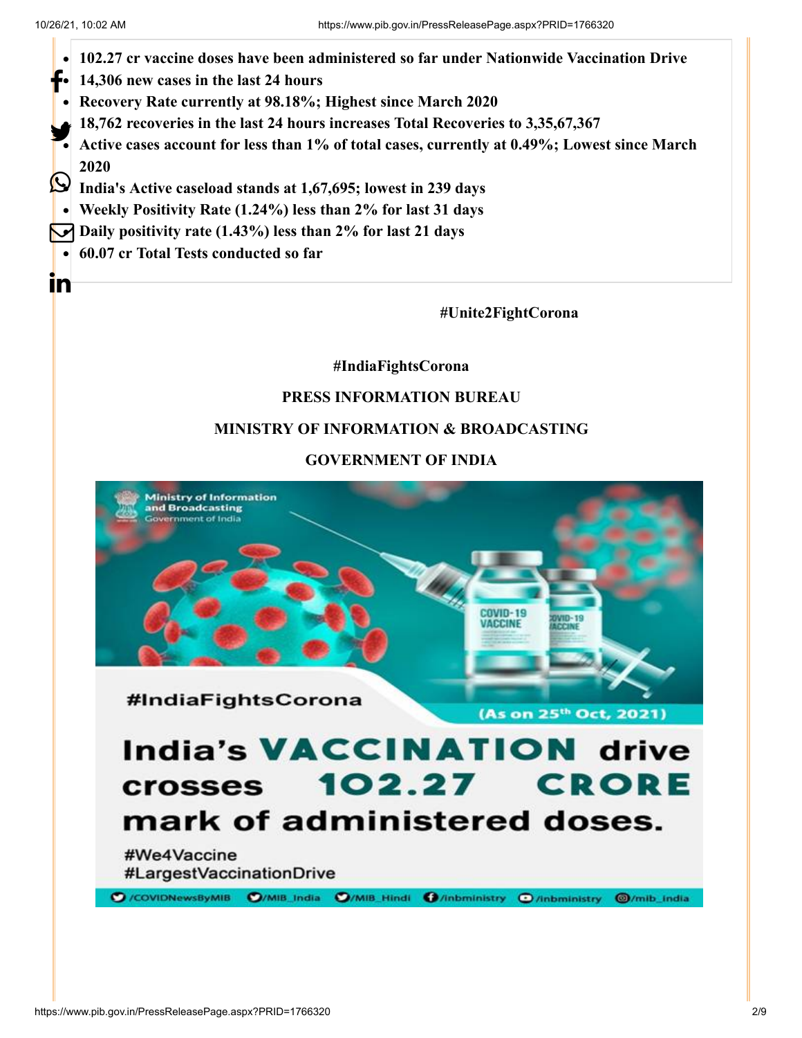- **102.27 cr vaccine doses have been administered so far under Nationwide Vaccination Drive**
- **14,306 new cases in the last 24 hours**
- **Recovery Rate currently at 98.18%; Highest since March 2020**
- **18,762 recoveries in the last 24 hours increases Total Recoveries to 3,35,67,367**
- **Active cases account for less than 1% of total cases, currently at 0.49%; Lowest since March 2020**
- **India's Active caseload stands at 1,67,695; lowest in 239 days**
- **Weekly Positivity Rate (1.24%) less than 2% for last 31 days**
- **Daily positivity rate (1.43%) less than 2% for last 21 days**
- **60.07 cr Total Tests conducted so far**

**#Unite2FightCorona**

**#IndiaFightsCorona**

**PRESS INFORMATION BUREAU**

**MINISTRY OF INFORMATION & BROADCASTING**

**GOVERNMENT OF INDIA**

Ministry of Information and Broadcasting
Government of India

#IndiaFightsCorona

(As on 25th Oct, 2021)

India's VACCINATION drive crosses 102.27 CRORE mark of administered doses.

#We4Vaccine
#LargestVaccinationDrive

/COVIDNewsByMIB /MIB_India /MIB_Hindi /inbministry /inbministry /mib_india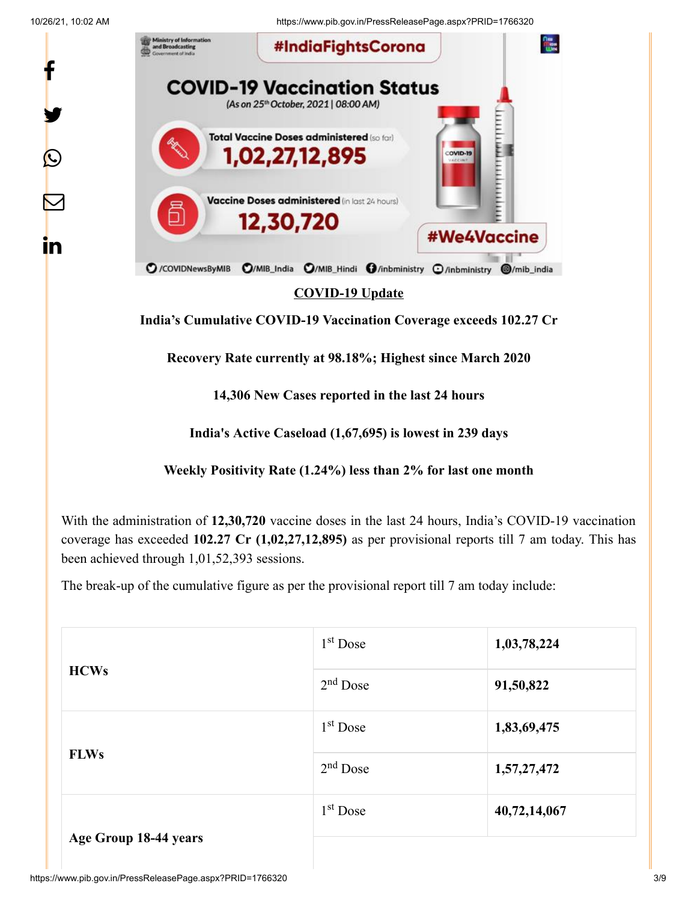**COVID-19 Update**

**India's Cumulative COVID-19 Vaccination Coverage exceeds 102.27 Cr**

**Recovery Rate currently at 98.18%; Highest since March 2020**

**14,306 New Cases reported in the last 24 hours**

**India's Active Caseload (1,67,695) is lowest in 239 days**

**Weekly Positivity Rate (1.24%) less than 2% for last one month**

With the administration of **12,30,720** vaccine doses in the last 24 hours, India's COVID-19 vaccination coverage has exceeded **102.27 Cr (1,02,27,12,895)** as per provisional reports till 7 am today. This has been achieved through 1,01,52,393 sessions.

The break-up of the cumulative figure as per the provisional report till 7 am today include:

| | | |
|---|---|---|
| **HCWs** | 1st Dose | **1,03,78,224** |
| | 2nd Dose | **91,50,822** |
| **FLWs** | 1st Dose | **1,83,69,475** |
| | 2nd Dose | **1,57,27,472** |
| **Age Group 18-44 years** | 1st Dose | **40,72,14,067** |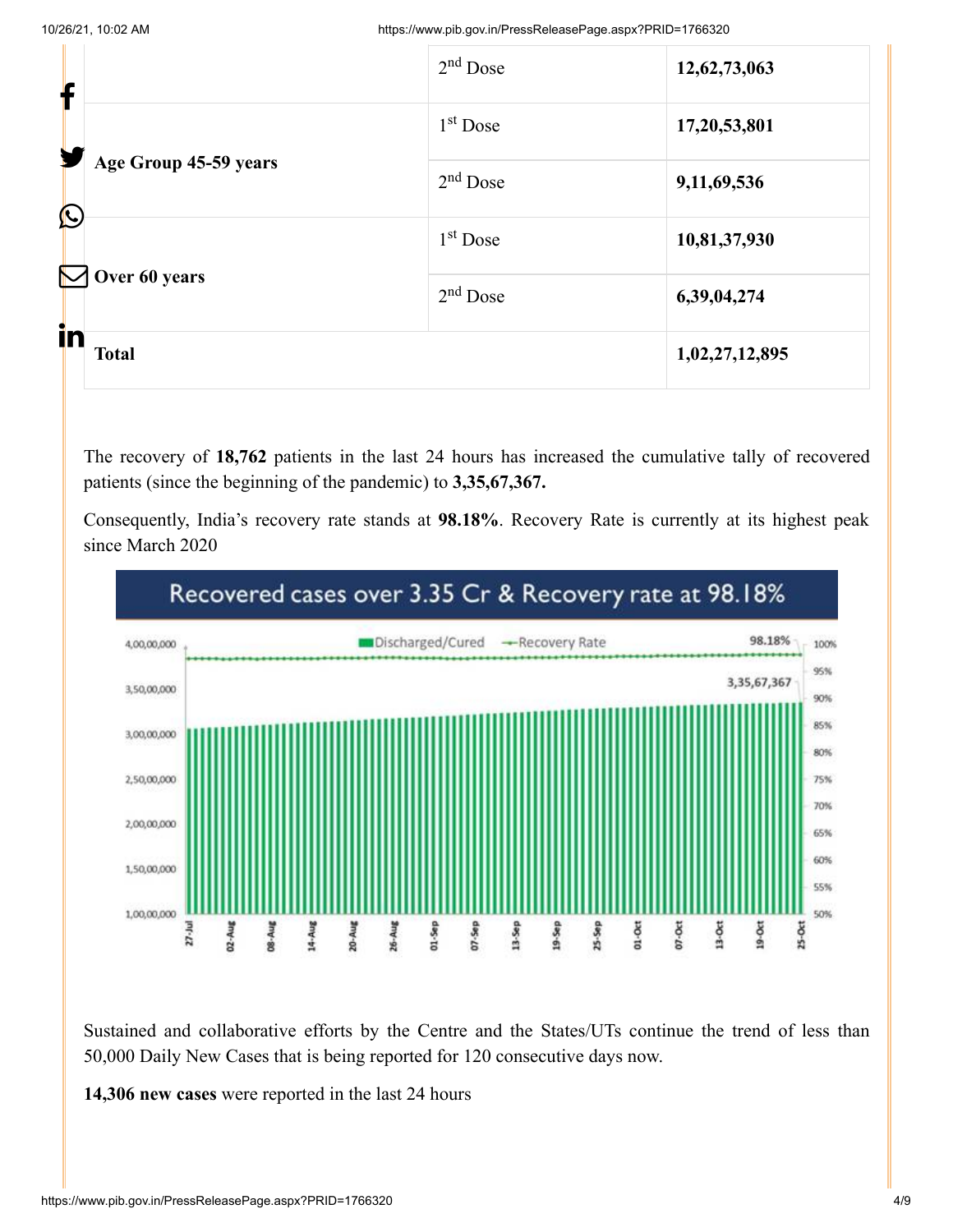| | | |
|---|---|---|
| | 2nd Dose | **12,62,73,063** |
| **Age Group 45-59 years** | 1st Dose | **17,20,53,801** |
| | 2nd Dose | **9,11,69,536** |
| **Over 60 years** | 1st Dose | **10,81,37,930** |
| | 2nd Dose | **6,39,04,274** |
| **Total** | | **1,02,27,12,895** |

The recovery of **18,762** patients in the last 24 hours has increased the cumulative tally of recovered patients (since the beginning of the pandemic) to **3,35,67,367.**

Consequently, India's recovery rate stands at **98.18%**. Recovery Rate is currently at its highest peak since March 2020

Sustained and collaborative efforts by the Centre and the States/UTs continue the trend of less than 50,000 Daily New Cases that is being reported for 120 consecutive days now.

**14,306 new cases** were reported in the last 24 hours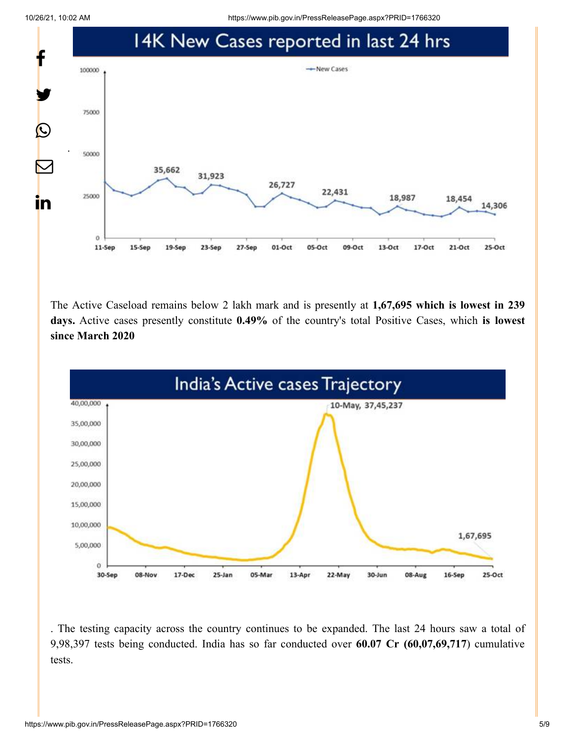## 14K New Cases reported in last 24 hrs

The Active Caseload remains below 2 lakh mark and is presently at **1,67,695 which is lowest in 239 days.** Active cases presently constitute **0.49%** of the country's total Positive Cases, which **is lowest since March 2020**

## India's Active cases Trajectory

. The testing capacity across the country continues to be expanded. The last 24 hours saw a total of 9,98,397 tests being conducted. India has so far conducted over **60.07 Cr (60,07,69,717**) cumulative tests.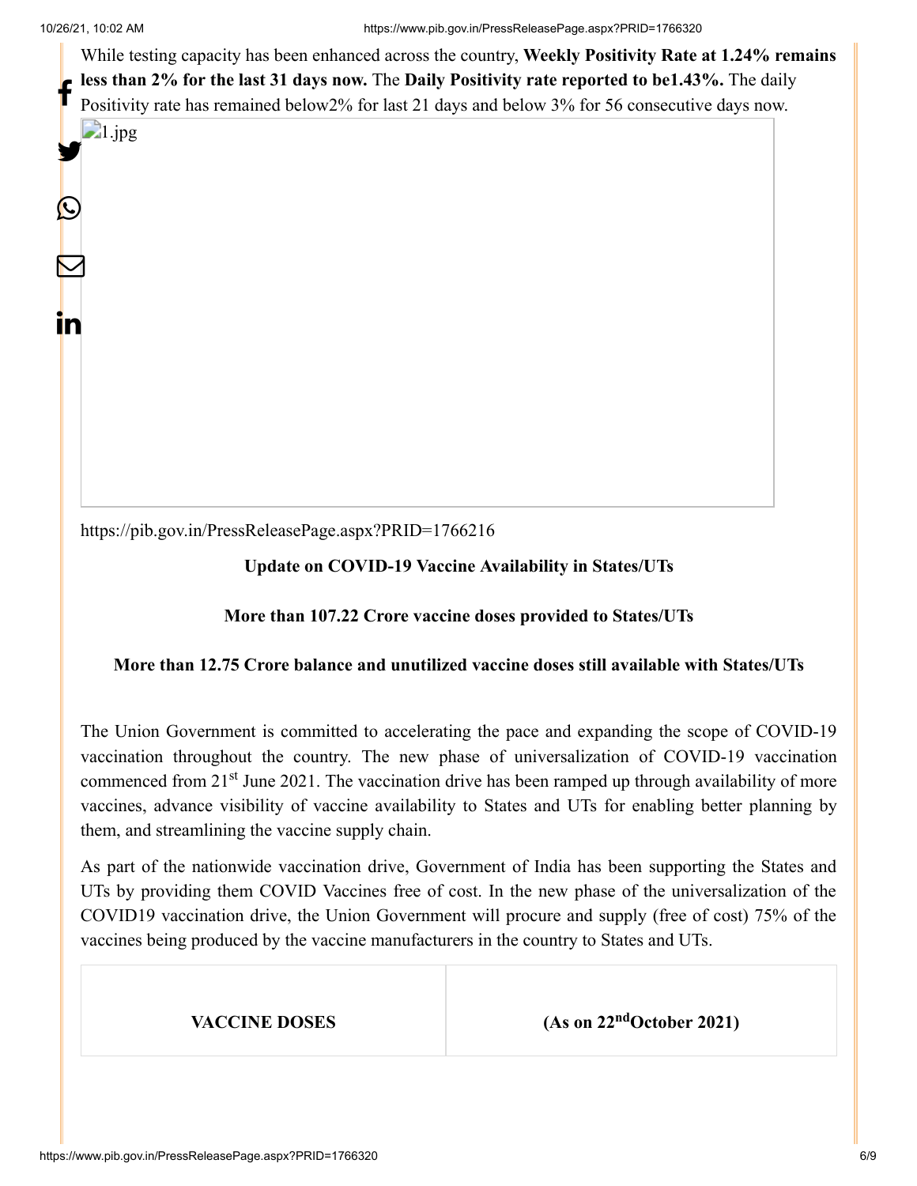While testing capacity has been enhanced across the country, **Weekly Positivity Rate at 1.24% remains less than 2% for the last 31 days now.** The **Daily Positivity rate reported to be1.43%.** The daily Positivity rate has remained below2% for last 21 days and below 3% for 56 consecutive days now.

1.jpg

https://pib.gov.in/PressReleasePage.aspx?PRID=1766216

**Update on COVID-19 Vaccine Availability in States/UTs**

**More than 107.22 Crore vaccine doses provided to States/UTs**

**More than 12.75 Crore balance and unutilized vaccine doses still available with States/UTs**

The Union Government is committed to accelerating the pace and expanding the scope of COVID-19 vaccination throughout the country. The new phase of universalization of COVID-19 vaccination commenced from 21st June 2021. The vaccination drive has been ramped up through availability of more vaccines, advance visibility of vaccine availability to States and UTs for enabling better planning by them, and streamlining the vaccine supply chain.

As part of the nationwide vaccination drive, Government of India has been supporting the States and UTs by providing them COVID Vaccines free of cost. In the new phase of the universalization of the COVID19 vaccination drive, the Union Government will procure and supply (free of cost) 75% of the vaccines being produced by the vaccine manufacturers in the country to States and UTs.

| VACCINE DOSES | (As on 22ndOctober 2021) |
|---|---|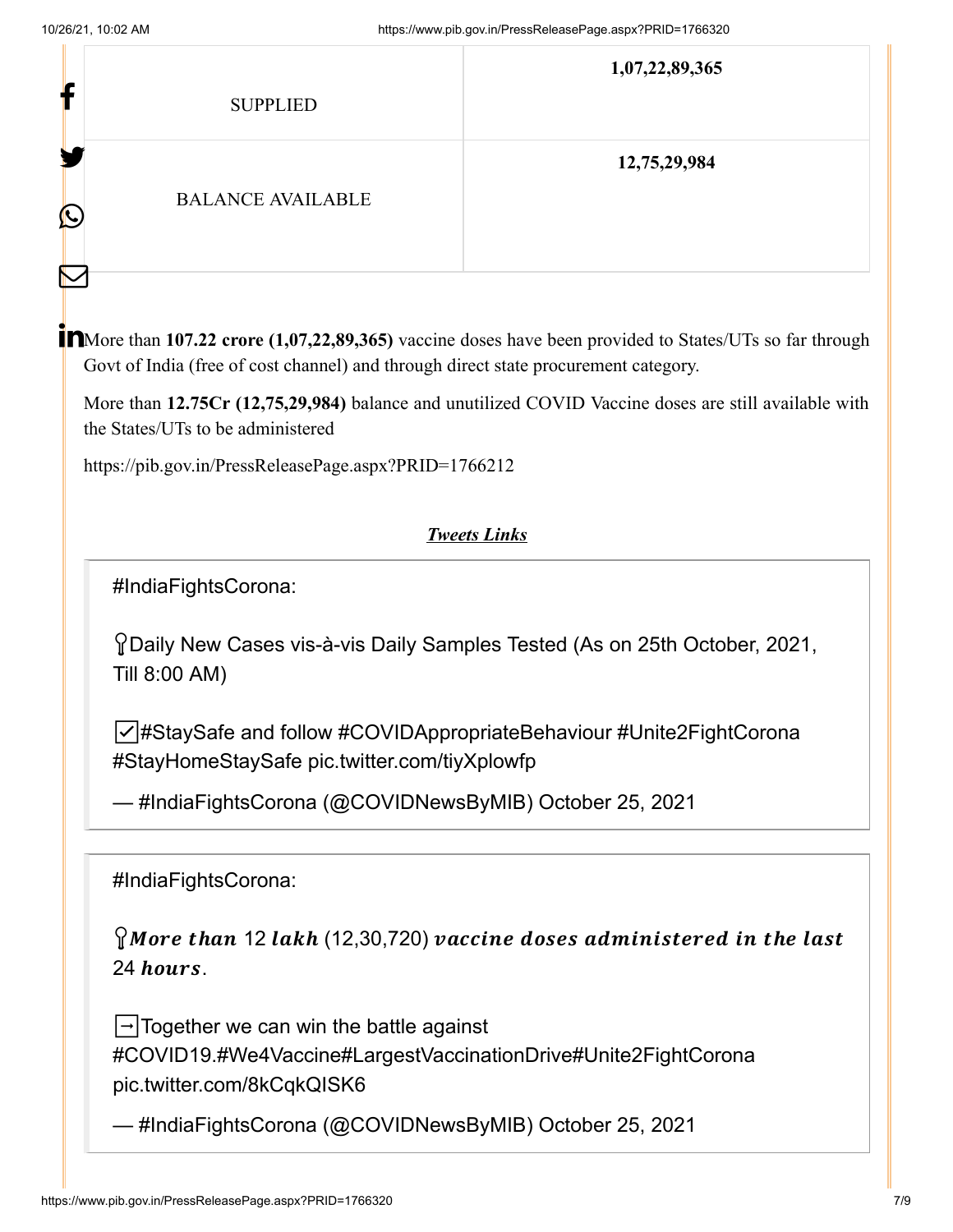| SUPPLIED | **1,07,22,89,365** |
|---|---|
| BALANCE AVAILABLE | **12,75,29,984** |

More than **107.22 crore (1,07,22,89,365)** vaccine doses have been provided to States/UTs so far through Govt of India (free of cost channel) and through direct state procurement category.

More than **12.75Cr (12,75,29,984)** balance and unutilized COVID Vaccine doses are still available with the States/UTs to be administered

https://pib.gov.in/PressReleasePage.aspx?PRID=1766212

***Tweets Links***

> #IndiaFightsCorona:
>
> 📍Daily New Cases vis-à-vis Daily Samples Tested (As on 25th October, 2021, Till 8:00 AM)
>
> ☑️#StaySafe and follow #COVIDAppropriateBehaviour #Unite2FightCorona #StayHomeStaySafe pic.twitter.com/tiyXplowfp
>
> — #IndiaFightsCorona (@COVIDNewsByMIB) October 25, 2021

> #IndiaFightsCorona:
>
> 📍*More than* 12 *lakh* (12,30,720) *vaccine doses administered in the last* 24 *hours*.
>
> ➡️Together we can win the battle against #COVID19.#We4Vaccine#LargestVaccinationDrive#Unite2FightCorona pic.twitter.com/8kCqkQISK6
>
> — #IndiaFightsCorona (@COVIDNewsByMIB) October 25, 2021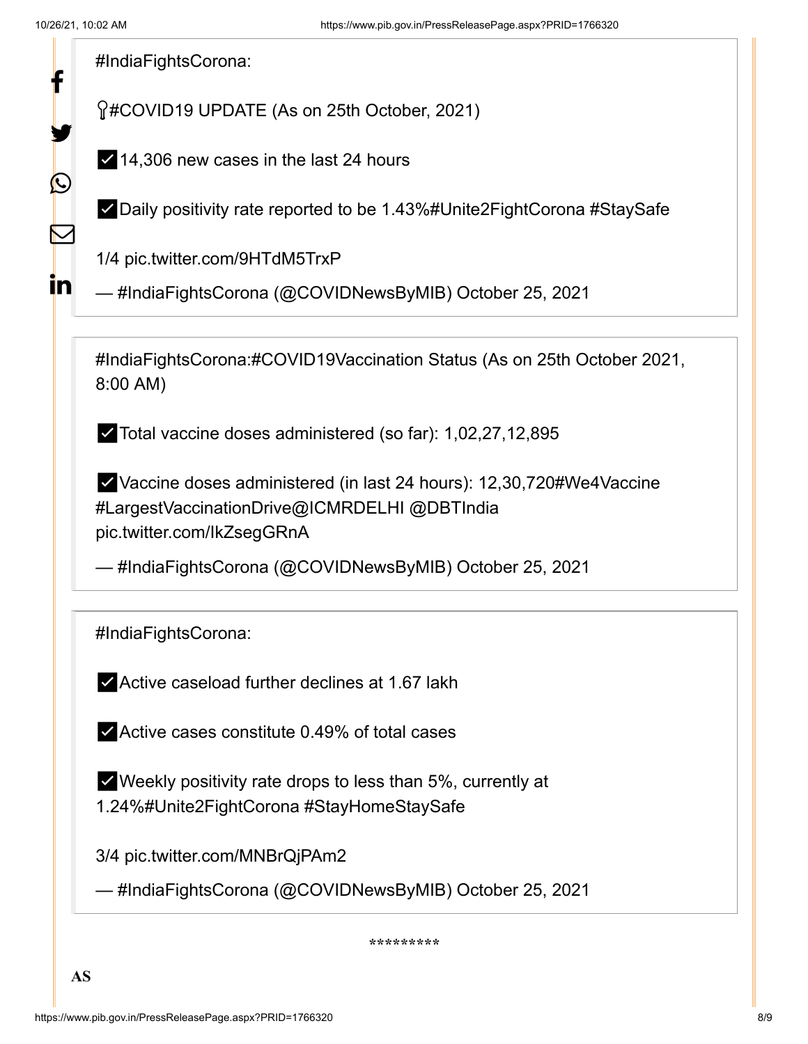#IndiaFightsCorona:

🔍#COVID19 UPDATE (As on 25th October, 2021)

✅14,306 new cases in the last 24 hours

✅Daily positivity rate reported to be 1.43%#Unite2FightCorona #StaySafe

1/4 pic.twitter.com/9HTdM5TrxP

— #IndiaFightsCorona (@COVIDNewsByMIB) October 25, 2021

#IndiaFightsCorona:#COVID19Vaccination Status (As on 25th October 2021, 8:00 AM)

✅Total vaccine doses administered (so far): 1,02,27,12,895

✅Vaccine doses administered (in last 24 hours): 12,30,720#We4Vaccine #LargestVaccinationDrive@ICMRDELHI @DBTIndia pic.twitter.com/IkZsegGRnA

— #IndiaFightsCorona (@COVIDNewsByMIB) October 25, 2021

#IndiaFightsCorona:

✅Active caseload further declines at 1.67 lakh

✅Active cases constitute 0.49% of total cases

✅Weekly positivity rate drops to less than 5%, currently at 1.24%#Unite2FightCorona #StayHomeStaySafe

3/4 pic.twitter.com/MNBrQjPAm2

— #IndiaFightsCorona (@COVIDNewsByMIB) October 25, 2021

*********

**AS**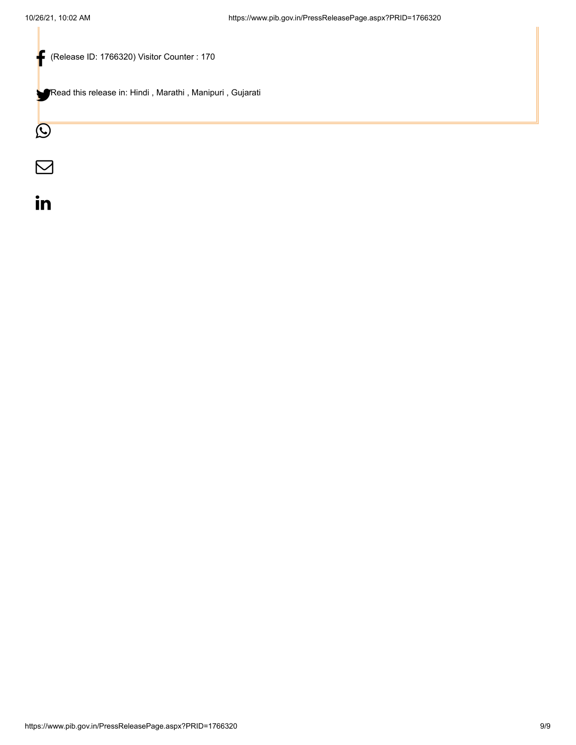(Release ID: 1766320) Visitor Counter : 170

Read this release in: Hindi , Marathi , Manipuri , Gujarati